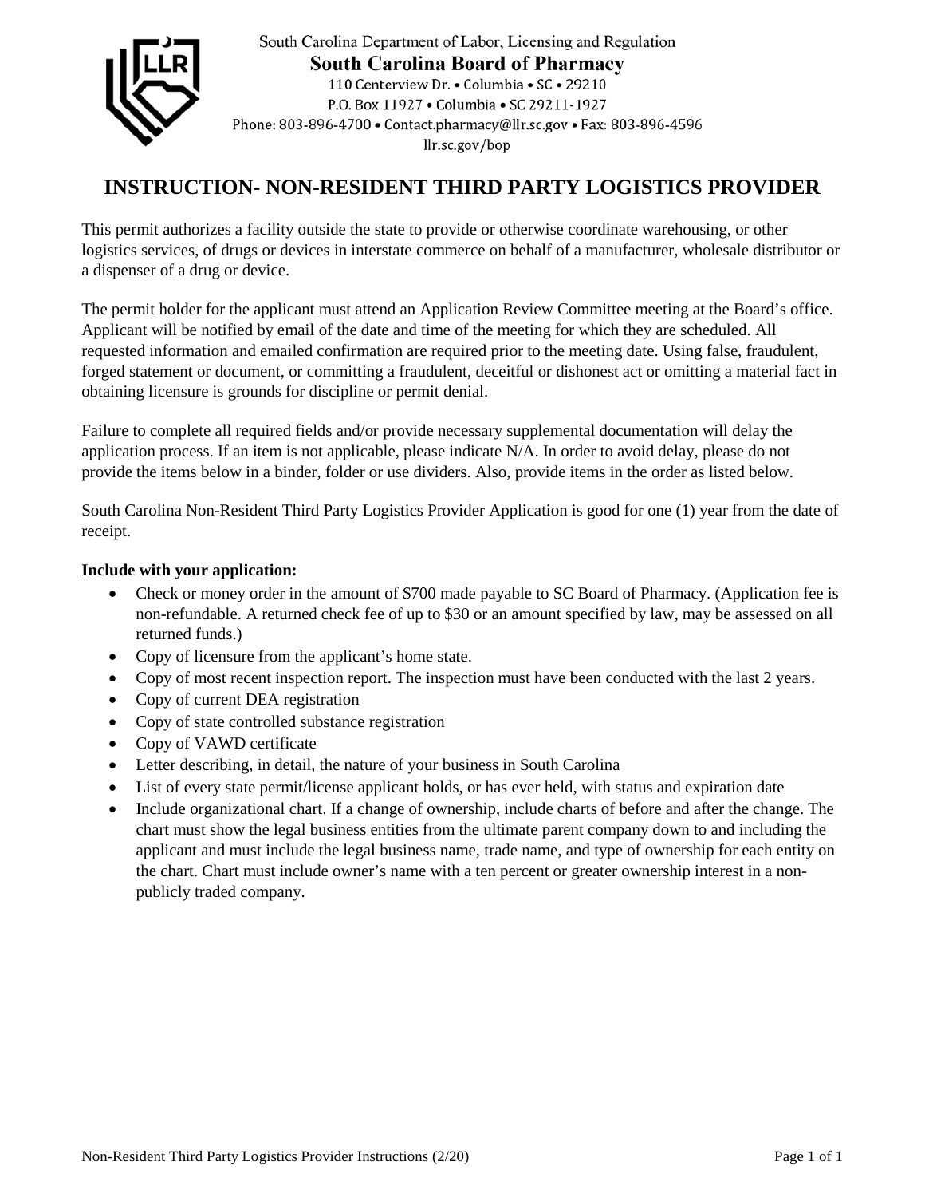South Carolina Department of Labor, Licensing and Regulation

**South Carolina Board of Pharmacy**

110 Centerview Dr. • Columbia • SC • 29210
P.O. Box 11927 • Columbia • SC 29211-1927
Phone: 803-896-4700 • Contact.pharmacy@llr.sc.gov • Fax: 803-896-4596
llr.sc.gov/bop

# INSTRUCTION- NON-RESIDENT THIRD PARTY LOGISTICS PROVIDER

This permit authorizes a facility outside the state to provide or otherwise coordinate warehousing, or other logistics services, of drugs or devices in interstate commerce on behalf of a manufacturer, wholesale distributor or a dispenser of a drug or device.

The permit holder for the applicant must attend an Application Review Committee meeting at the Board's office. Applicant will be notified by email of the date and time of the meeting for which they are scheduled. All requested information and emailed confirmation are required prior to the meeting date. Using false, fraudulent, forged statement or document, or committing a fraudulent, deceitful or dishonest act or omitting a material fact in obtaining licensure is grounds for discipline or permit denial.

Failure to complete all required fields and/or provide necessary supplemental documentation will delay the application process. If an item is not applicable, please indicate N/A. In order to avoid delay, please do not provide the items below in a binder, folder or use dividers. Also, provide items in the order as listed below.

South Carolina Non-Resident Third Party Logistics Provider Application is good for one (1) year from the date of receipt.

**Include with your application:**

- Check or money order in the amount of $700 made payable to SC Board of Pharmacy. (Application fee is non-refundable. A returned check fee of up to $30 or an amount specified by law, may be assessed on all returned funds.)
- Copy of licensure from the applicant's home state.
- Copy of most recent inspection report. The inspection must have been conducted with the last 2 years.
- Copy of current DEA registration
- Copy of state controlled substance registration
- Copy of VAWD certificate
- Letter describing, in detail, the nature of your business in South Carolina
- List of every state permit/license applicant holds, or has ever held, with status and expiration date
- Include organizational chart. If a change of ownership, include charts of before and after the change. The chart must show the legal business entities from the ultimate parent company down to and including the applicant and must include the legal business name, trade name, and type of ownership for each entity on the chart. Chart must include owner's name with a ten percent or greater ownership interest in a non-publicly traded company.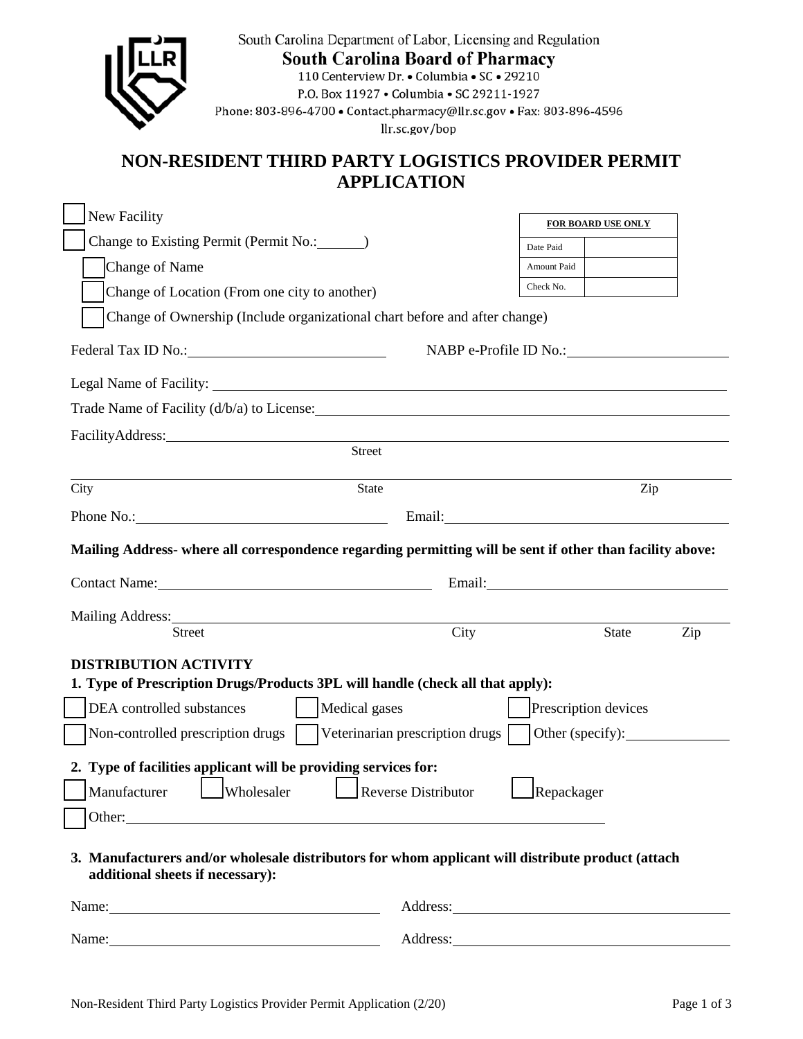South Carolina Department of Labor, Licensing and Regulation
**South Carolina Board of Pharmacy**
110 Centerview Dr. • Columbia • SC • 29210
P.O. Box 11927 • Columbia • SC 29211-1927
Phone: 803-896-4700 • Contact.pharmacy@llr.sc.gov • Fax: 803-896-4596
llr.sc.gov/bop

# NON-RESIDENT THIRD PARTY LOGISTICS PROVIDER PERMIT APPLICATION

| FOR BOARD USE ONLY | |
|---|---|
| Date Paid | |
| Amount Paid | |
| Check No. | |

☐ New Facility
☐ Change to Existing Permit (Permit No.:______)
  ☐ Change of Name
  ☐ Change of Location (From one city to another)
  ☐ Change of Ownership (Include organizational chart before and after change)

Federal Tax ID No.:______________________ NABP e-Profile ID No.:______________________

Legal Name of Facility: ______________________________________________

Trade Name of Facility (d/b/a) to License: ______________________________________________

FacilityAddress: ______________________________________________
Street

______________________________________________
City State Zip

Phone No.:______________________ Email:______________________

**Mailing Address- where all correspondence regarding permitting will be sent if other than facility above:**

Contact Name:______________________ Email:______________________

Mailing Address: ______________________________________________
Street City State Zip

**DISTRIBUTION ACTIVITY**

**1. Type of Prescription Drugs/Products 3PL will handle (check all that apply):**

☐ DEA controlled substances ☐ Medical gases ☐ Prescription devices
☐ Non-controlled prescription drugs ☐ Veterinarian prescription drugs ☐ Other (specify):______________

**2. Type of facilities applicant will be providing services for:**

☐ Manufacturer ☐ Wholesaler ☐ Reverse Distributor ☐ Repackager
☐ Other: ______________________________________________

**3. Manufacturers and/or wholesale distributors for whom applicant will distribute product (attach additional sheets if necessary):**

Name:______________________ Address:______________________

Name:______________________ Address:______________________

Non-Resident Third Party Logistics Provider Permit Application (2/20)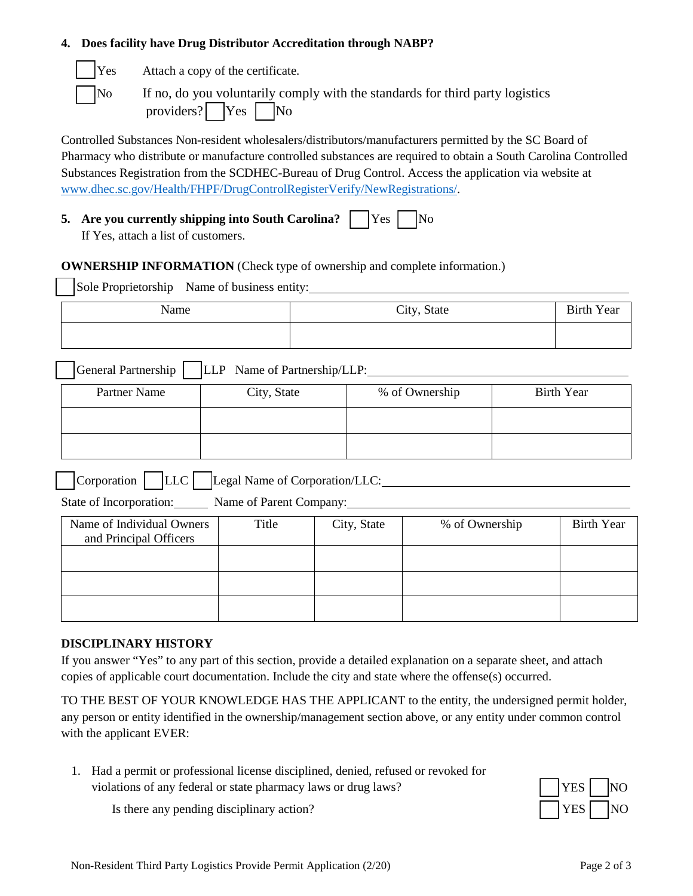**4. Does facility have Drug Distributor Accreditation through NABP?**

☐ Yes   Attach a copy of the certificate.

☐ No   If no, do you voluntarily comply with the standards for third party logistics providers? ☐ Yes ☐ No

Controlled Substances Non-resident wholesalers/distributors/manufacturers permitted by the SC Board of Pharmacy who distribute or manufacture controlled substances are required to obtain a South Carolina Controlled Substances Registration from the SCDHEC-Bureau of Drug Control. Access the application via website at www.dhec.sc.gov/Health/FHPF/DrugControlRegisterVerify/NewRegistrations/.

**5. Are you currently shipping into South Carolina?** ☐ Yes ☐ No
If Yes, attach a list of customers.

**OWNERSHIP INFORMATION** (Check type of ownership and complete information.)

☐ Sole Proprietorship   Name of business entity: ______________________

| Name | City, State | Birth Year |
| --- | --- | --- |
| | | |

☐ General Partnership ☐ LLP   Name of Partnership/LLP: ______________________

| Partner Name | City, State | % of Ownership | Birth Year |
| --- | --- | --- | --- |
| | | | |
| | | | |

☐ Corporation ☐ LLC ☐ Legal Name of Corporation/LLC: ______________________

State of Incorporation: ______ Name of Parent Company: ______________________

| Name of Individual Owners and Principal Officers | Title | City, State | % of Ownership | Birth Year |
| --- | --- | --- | --- | --- |
| | | | | |
| | | | | |
| | | | | |

**DISCIPLINARY HISTORY**

If you answer "Yes" to any part of this section, provide a detailed explanation on a separate sheet, and attach copies of applicable court documentation. Include the city and state where the offense(s) occurred.

TO THE BEST OF YOUR KNOWLEDGE HAS THE APPLICANT to the entity, the undersigned permit holder, any person or entity identified in the ownership/management section above, or any entity under common control with the applicant EVER:

1. Had a permit or professional license disciplined, denied, refused or revoked for violations of any federal or state pharmacy laws or drug laws? ☐ YES ☐ NO

   Is there any pending disciplinary action? ☐ YES ☐ NO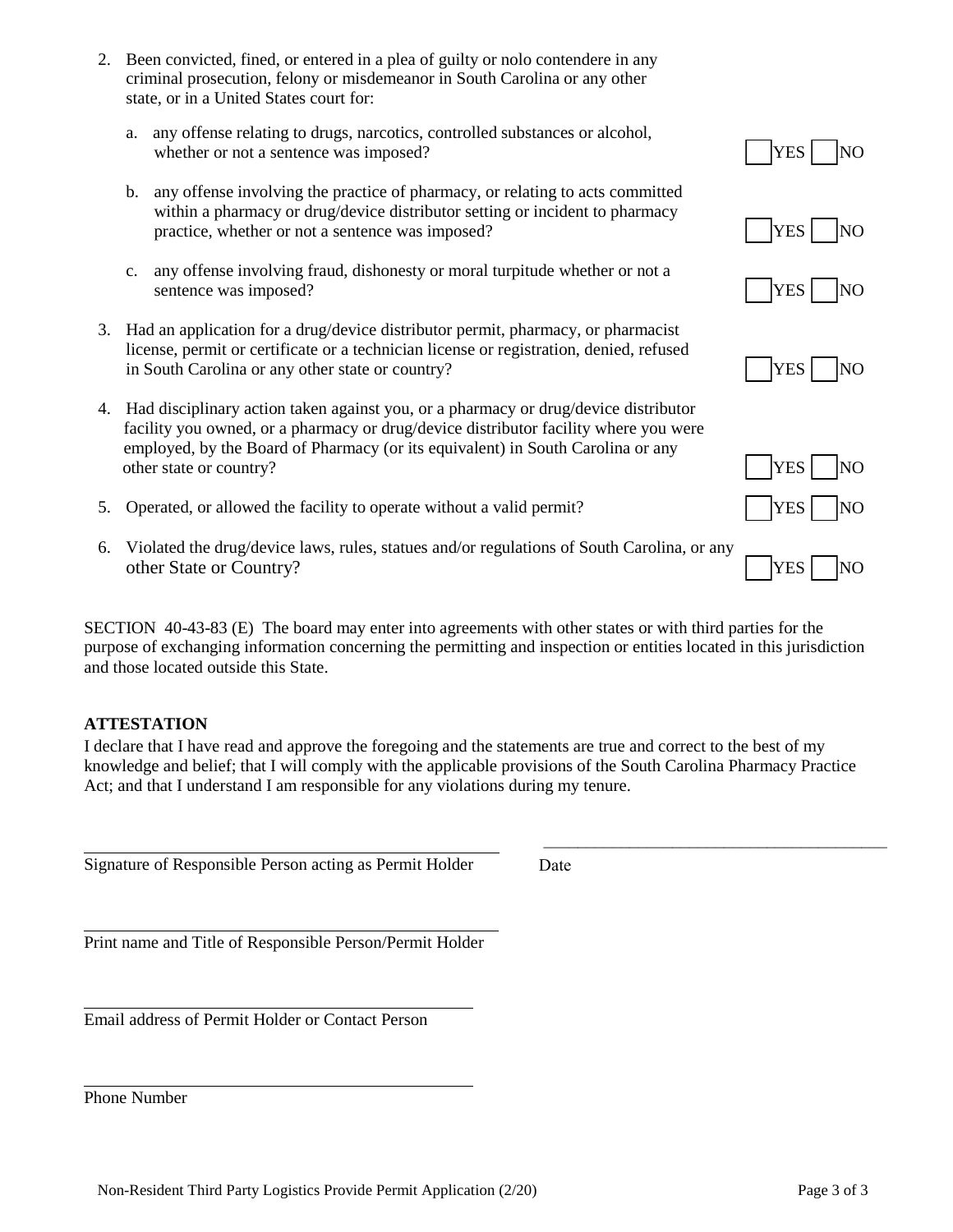2. Been convicted, fined, or entered in a plea of guilty or nolo contendere in any criminal prosecution, felony or misdemeanor in South Carolina or any other state, or in a United States court for:

   a. any offense relating to drugs, narcotics, controlled substances or alcohol, whether or not a sentence was imposed? ☐ YES ☐ NO

   b. any offense involving the practice of pharmacy, or relating to acts committed within a pharmacy or drug/device distributor setting or incident to pharmacy practice, whether or not a sentence was imposed? ☐ YES ☐ NO

   c. any offense involving fraud, dishonesty or moral turpitude whether or not a sentence was imposed? ☐ YES ☐ NO

3. Had an application for a drug/device distributor permit, pharmacy, or pharmacist license, permit or certificate or a technician license or registration, denied, refused in South Carolina or any other state or country? ☐ YES ☐ NO

4. Had disciplinary action taken against you, or a pharmacy or drug/device distributor facility you owned, or a pharmacy or drug/device distributor facility where you were employed, by the Board of Pharmacy (or its equivalent) in South Carolina or any other state or country? ☐ YES ☐ NO

5. Operated, or allowed the facility to operate without a valid permit? ☐ YES ☐ NO

6. Violated the drug/device laws, rules, statues and/or regulations of South Carolina, or any other State or Country? ☐ YES ☐ NO

SECTION 40-43-83 (E) The board may enter into agreements with other states or with third parties for the purpose of exchanging information concerning the permitting and inspection or entities located in this jurisdiction and those located outside this State.

**ATTESTATION**

I declare that I have read and approve the foregoing and the statements are true and correct to the best of my knowledge and belief; that I will comply with the applicable provisions of the South Carolina Pharmacy Practice Act; and that I understand I am responsible for any violations during my tenure.

\_\_\_\_\_\_\_\_\_\_\_\_\_\_\_\_\_\_\_\_\_\_\_\_\_\_\_\_\_\_\_\_\_\_\_\_\_\_\_\_ \_\_\_\_\_\_\_\_\_\_\_\_\_\_\_\_\_\_\_\_\_\_\_\_\_\_\_\_\_\_\_\_\_\_\_\_

Signature of Responsible Person acting as Permit Holder Date

\_\_\_\_\_\_\_\_\_\_\_\_\_\_\_\_\_\_\_\_\_\_\_\_\_\_\_\_\_\_\_\_\_\_\_\_\_\_\_\_

Print name and Title of Responsible Person/Permit Holder

\_\_\_\_\_\_\_\_\_\_\_\_\_\_\_\_\_\_\_\_\_\_\_\_\_\_\_\_\_\_\_\_\_\_\_\_\_\_\_\_

Email address of Permit Holder or Contact Person

\_\_\_\_\_\_\_\_\_\_\_\_\_\_\_\_\_\_\_\_\_\_\_\_\_\_\_\_\_\_\_\_\_\_\_\_\_\_\_\_

Phone Number

Non-Resident Third Party Logistics Provide Permit Application (2/20)